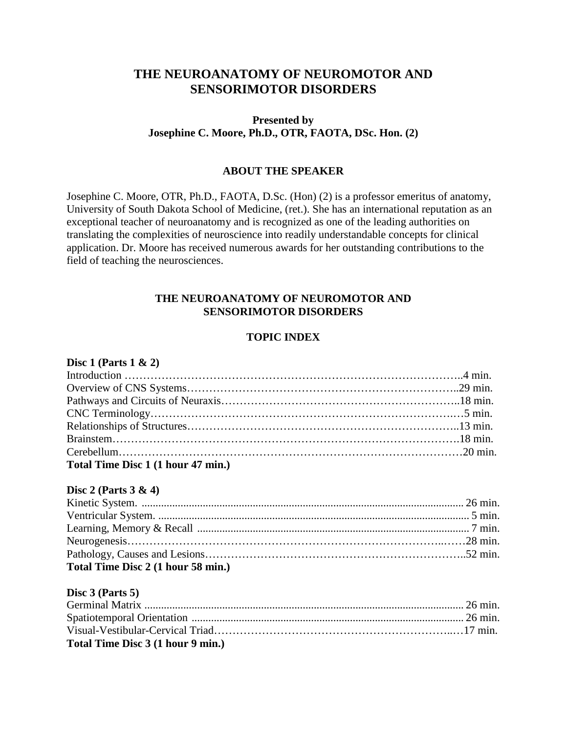# THE NEUROANATOMY OF NEUROMOTOR AND SENSORIMOTOR DISORDERS

**Presented by**
**Josephine C. Moore, Ph.D., OTR, FAOTA, DSc. Hon. (2)**

## ABOUT THE SPEAKER

Josephine C. Moore, OTR, Ph.D., FAOTA, D.Sc. (Hon) (2) is a professor emeritus of anatomy, University of South Dakota School of Medicine, (ret.). She has an international reputation as an exceptional teacher of neuroanatomy and is recognized as one of the leading authorities on translating the complexities of neuroscience into readily understandable concepts for clinical application. Dr. Moore has received numerous awards for her outstanding contributions to the field of teaching the neurosciences.

## THE NEUROANATOMY OF NEUROMOTOR AND SENSORIMOTOR DISORDERS

### TOPIC INDEX

**Disc 1 (Parts 1 & 2)**

Introduction ……………………………………………………………………………..4 min.
Overview of CNS Systems………………………………………………………………..29 min.
Pathways and Circuits of Neuraxis……………………………………………………..18 min.
CNC Terminology……………………………………………………………………..…5 min.
Relationships of Structures………………………………………………………………..13 min.
Brainstem………………………………………………………………………………….18 min.
Cerebellum………………………………………………………………………………20 min.
**Total Time Disc 1 (1 hour 47 min.)**

**Disc 2 (Parts 3 & 4)**

Kinetic System. .................................................................................................................... 26 min.
Ventricular System. ................................................................................................................ 5 min.
Learning, Memory & Recall ................................................................................................. 7 min.
Neurogenesis…………………………………………………………………………..……28 min.
Pathology, Causes and Lesions…………………………………………………………..52 min.
**Total Time Disc 2 (1 hour 58 min.)**

**Disc 3 (Parts 5)**

Germinal Matrix ................................................................................................................... 26 min.
Spatiotemporal Orientation ................................................................................................. 26 min.
Visual-Vestibular-Cervical Triad……………………………………………………..…17 min.
**Total Time Disc 3 (1 hour 9 min.)**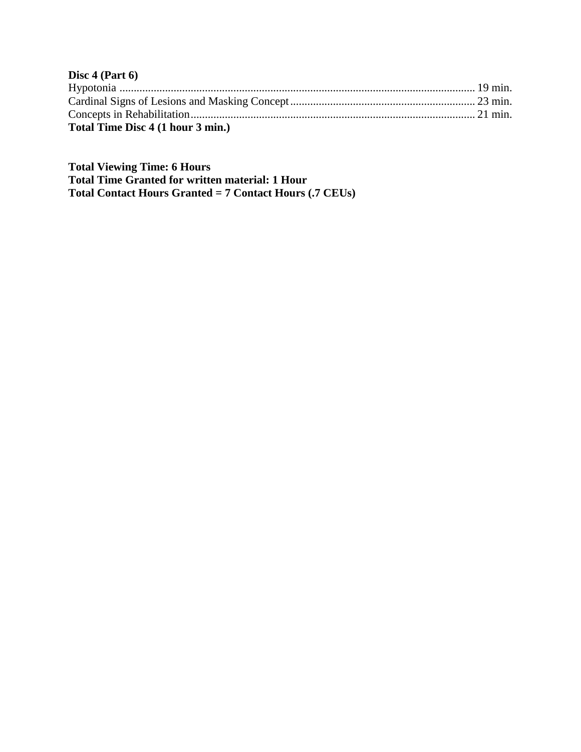**Disc 4 (Part 6)**

Hypotonia ............................................................................................................................ 19 min.
Cardinal Signs of Lesions and Masking Concept................................................................ 23 min.
Concepts in Rehabilitation................................................................................................... 21 min.
**Total Time Disc 4 (1 hour 3 min.)**

**Total Viewing Time: 6 Hours**
**Total Time Granted for written material: 1 Hour**
**Total Contact Hours Granted = 7 Contact Hours (.7 CEUs)**